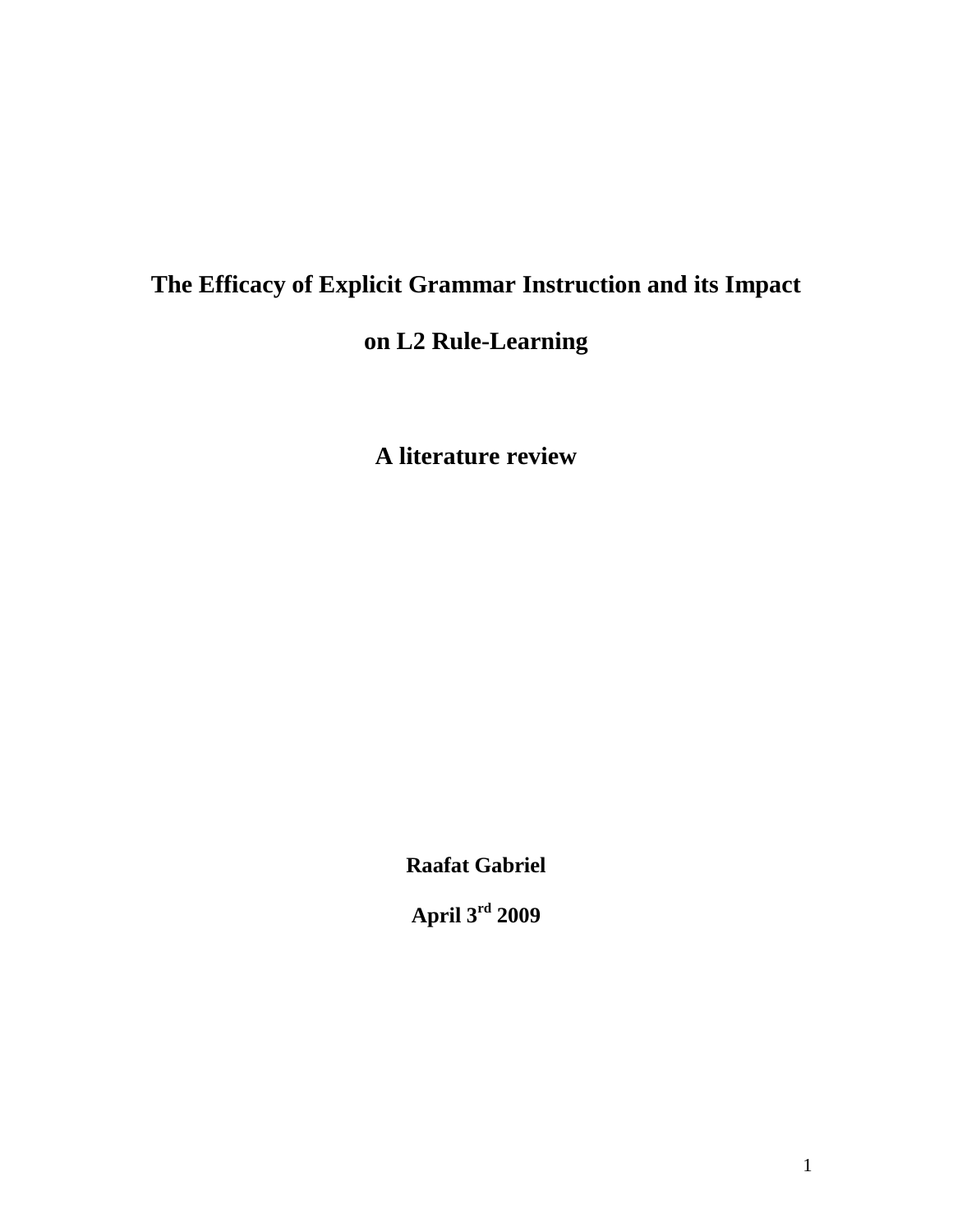# The Efficacy of Explicit Grammar Instruction and its Impact on L2 Rule-Learning

## A literature review

**Raafat Gabriel**

**April 3rd 2009**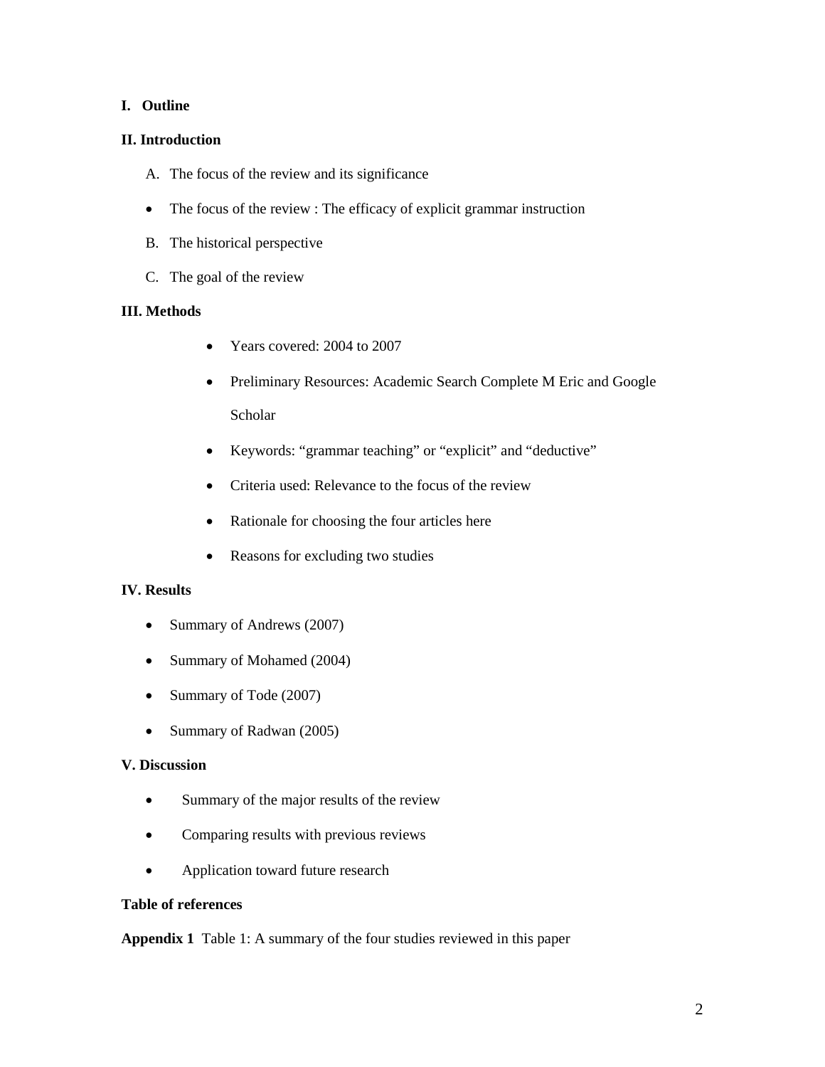**I. Outline**

**II. Introduction**

A. The focus of the review and its significance

- The focus of the review : The efficacy of explicit grammar instruction

B. The historical perspective

C. The goal of the review

**III. Methods**

- Years covered: 2004 to 2007
- Preliminary Resources: Academic Search Complete M Eric and Google Scholar
- Keywords: "grammar teaching" or "explicit" and "deductive"
- Criteria used: Relevance to the focus of the review
- Rationale for choosing the four articles here
- Reasons for excluding two studies

**IV. Results**

- Summary of Andrews (2007)
- Summary of Mohamed (2004)
- Summary of Tode (2007)
- Summary of Radwan (2005)

**V. Discussion**

- Summary of the major results of the review
- Comparing results with previous reviews
- Application toward future research

**Table of references**

**Appendix 1** Table 1: A summary of the four studies reviewed in this paper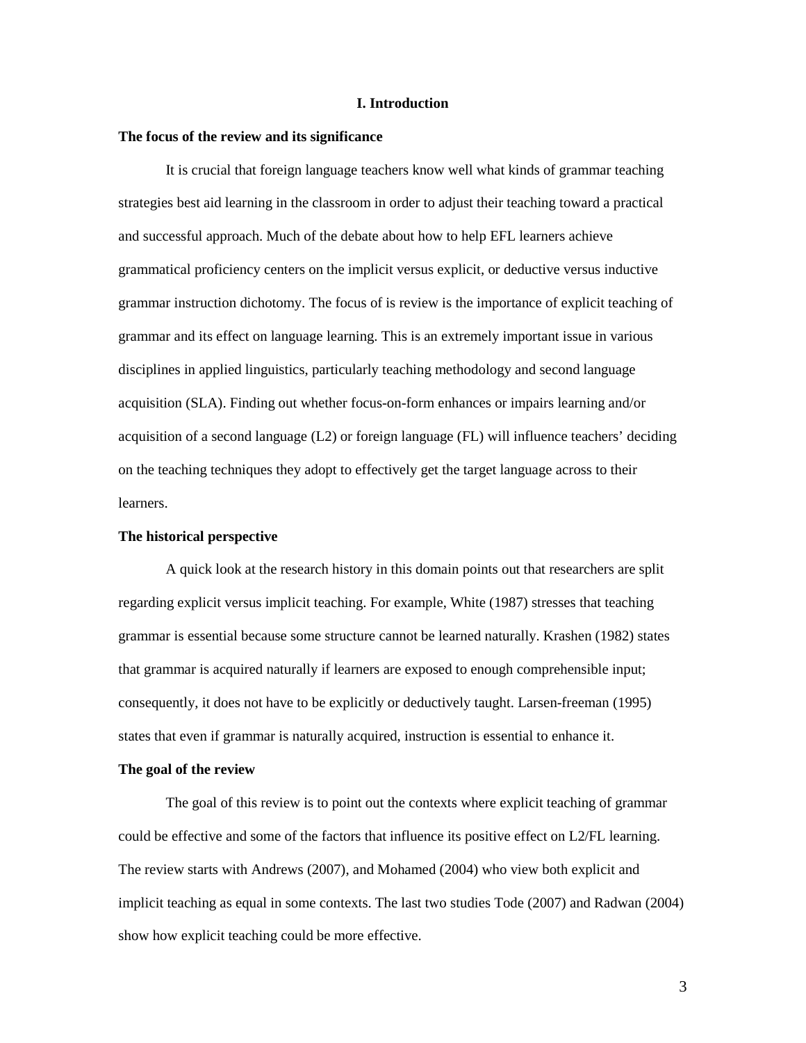# I. Introduction

## The focus of the review and its significance

It is crucial that foreign language teachers know well what kinds of grammar teaching strategies best aid learning in the classroom in order to adjust their teaching toward a practical and successful approach. Much of the debate about how to help EFL learners achieve grammatical proficiency centers on the implicit versus explicit, or deductive versus inductive grammar instruction dichotomy. The focus of is review is the importance of explicit teaching of grammar and its effect on language learning. This is an extremely important issue in various disciplines in applied linguistics, particularly teaching methodology and second language acquisition (SLA). Finding out whether focus-on-form enhances or impairs learning and/or acquisition of a second language (L2) or foreign language (FL) will influence teachers' deciding on the teaching techniques they adopt to effectively get the target language across to their learners.

## The historical perspective

A quick look at the research history in this domain points out that researchers are split regarding explicit versus implicit teaching. For example, White (1987) stresses that teaching grammar is essential because some structure cannot be learned naturally. Krashen (1982) states that grammar is acquired naturally if learners are exposed to enough comprehensible input; consequently, it does not have to be explicitly or deductively taught. Larsen-freeman (1995) states that even if grammar is naturally acquired, instruction is essential to enhance it.

## The goal of the review

The goal of this review is to point out the contexts where explicit teaching of grammar could be effective and some of the factors that influence its positive effect on L2/FL learning. The review starts with Andrews (2007), and Mohamed (2004) who view both explicit and implicit teaching as equal in some contexts. The last two studies Tode (2007) and Radwan (2004) show how explicit teaching could be more effective.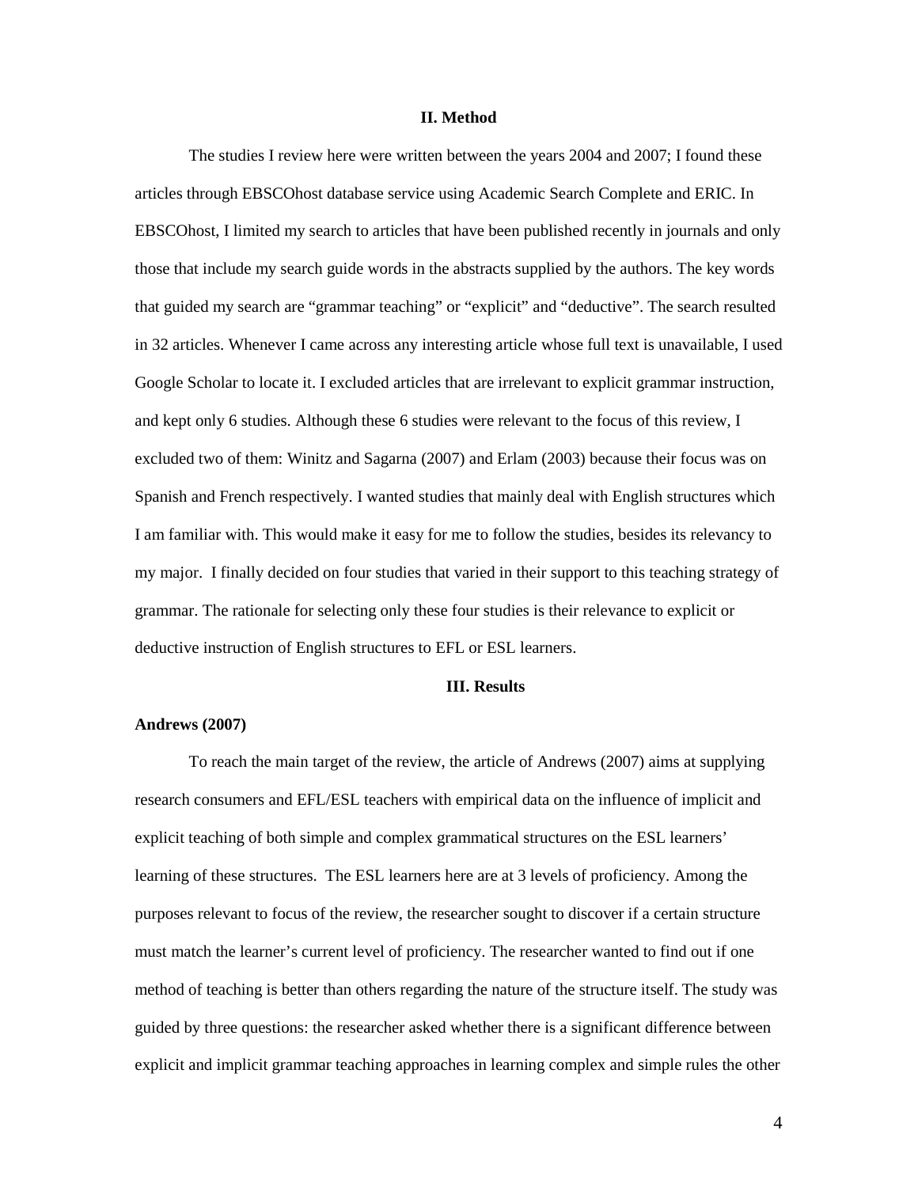## II. Method

The studies I review here were written between the years 2004 and 2007; I found these articles through EBSCOhost database service using Academic Search Complete and ERIC. In EBSCOhost, I limited my search to articles that have been published recently in journals and only those that include my search guide words in the abstracts supplied by the authors. The key words that guided my search are "grammar teaching" or "explicit" and "deductive". The search resulted in 32 articles. Whenever I came across any interesting article whose full text is unavailable, I used Google Scholar to locate it. I excluded articles that are irrelevant to explicit grammar instruction, and kept only 6 studies. Although these 6 studies were relevant to the focus of this review, I excluded two of them: Winitz and Sagarna (2007) and Erlam (2003) because their focus was on Spanish and French respectively. I wanted studies that mainly deal with English structures which I am familiar with. This would make it easy for me to follow the studies, besides its relevancy to my major. I finally decided on four studies that varied in their support to this teaching strategy of grammar. The rationale for selecting only these four studies is their relevance to explicit or deductive instruction of English structures to EFL or ESL learners.

## III. Results

### Andrews (2007)

To reach the main target of the review, the article of Andrews (2007) aims at supplying research consumers and EFL/ESL teachers with empirical data on the influence of implicit and explicit teaching of both simple and complex grammatical structures on the ESL learners' learning of these structures. The ESL learners here are at 3 levels of proficiency. Among the purposes relevant to focus of the review, the researcher sought to discover if a certain structure must match the learner's current level of proficiency. The researcher wanted to find out if one method of teaching is better than others regarding the nature of the structure itself. The study was guided by three questions: the researcher asked whether there is a significant difference between explicit and implicit grammar teaching approaches in learning complex and simple rules the other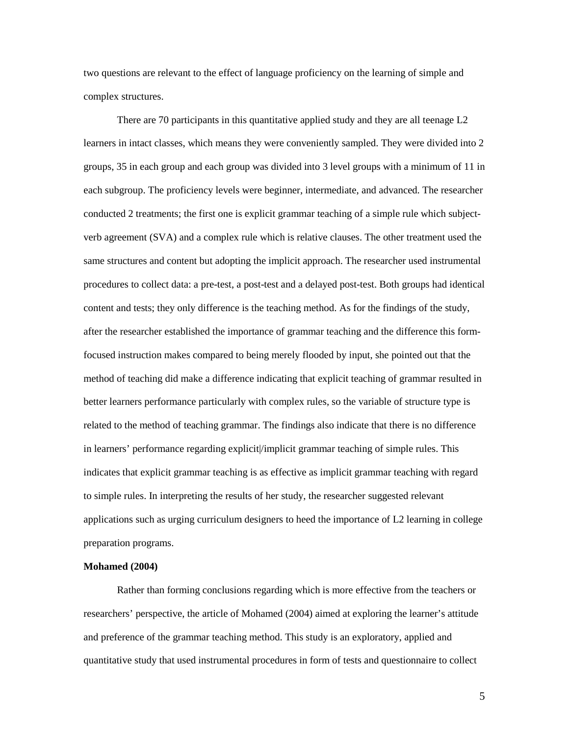two questions are relevant to the effect of language proficiency on the learning of simple and complex structures.

There are 70 participants in this quantitative applied study and they are all teenage L2 learners in intact classes, which means they were conveniently sampled. They were divided into 2 groups, 35 in each group and each group was divided into 3 level groups with a minimum of 11 in each subgroup. The proficiency levels were beginner, intermediate, and advanced. The researcher conducted 2 treatments; the first one is explicit grammar teaching of a simple rule which subject-verb agreement (SVA) and a complex rule which is relative clauses. The other treatment used the same structures and content but adopting the implicit approach. The researcher used instrumental procedures to collect data: a pre-test, a post-test and a delayed post-test. Both groups had identical content and tests; they only difference is the teaching method. As for the findings of the study, after the researcher established the importance of grammar teaching and the difference this form-focused instruction makes compared to being merely flooded by input, she pointed out that the method of teaching did make a difference indicating that explicit teaching of grammar resulted in better learners performance particularly with complex rules, so the variable of structure type is related to the method of teaching grammar. The findings also indicate that there is no difference in learners' performance regarding explicit|/implicit grammar teaching of simple rules. This indicates that explicit grammar teaching is as effective as implicit grammar teaching with regard to simple rules. In interpreting the results of her study, the researcher suggested relevant applications such as urging curriculum designers to heed the importance of L2 learning in college preparation programs.

**Mohamed (2004)**

Rather than forming conclusions regarding which is more effective from the teachers or researchers' perspective, the article of Mohamed (2004) aimed at exploring the learner's attitude and preference of the grammar teaching method. This study is an exploratory, applied and quantitative study that used instrumental procedures in form of tests and questionnaire to collect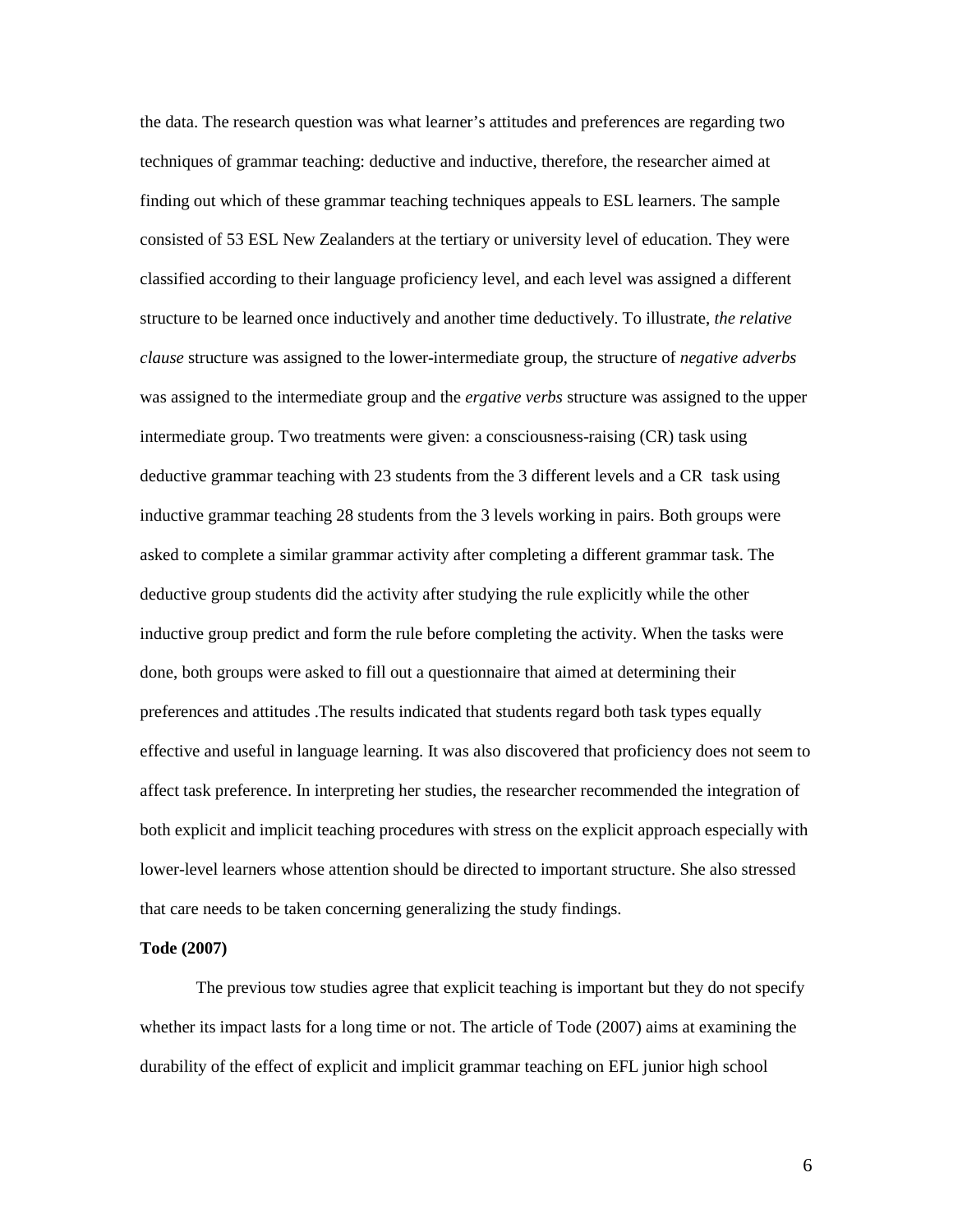the data. The research question was what learner's attitudes and preferences are regarding two techniques of grammar teaching: deductive and inductive, therefore, the researcher aimed at finding out which of these grammar teaching techniques appeals to ESL learners. The sample consisted of 53 ESL New Zealanders at the tertiary or university level of education. They were classified according to their language proficiency level, and each level was assigned a different structure to be learned once inductively and another time deductively. To illustrate, *the relative clause* structure was assigned to the lower-intermediate group, the structure of *negative adverbs* was assigned to the intermediate group and the *ergative verbs* structure was assigned to the upper intermediate group. Two treatments were given: a consciousness-raising (CR) task using deductive grammar teaching with 23 students from the 3 different levels and a CR task using inductive grammar teaching 28 students from the 3 levels working in pairs. Both groups were asked to complete a similar grammar activity after completing a different grammar task. The deductive group students did the activity after studying the rule explicitly while the other inductive group predict and form the rule before completing the activity. When the tasks were done, both groups were asked to fill out a questionnaire that aimed at determining their preferences and attitudes .The results indicated that students regard both task types equally effective and useful in language learning. It was also discovered that proficiency does not seem to affect task preference. In interpreting her studies, the researcher recommended the integration of both explicit and implicit teaching procedures with stress on the explicit approach especially with lower-level learners whose attention should be directed to important structure. She also stressed that care needs to be taken concerning generalizing the study findings.

**Tode (2007)**

The previous tow studies agree that explicit teaching is important but they do not specify whether its impact lasts for a long time or not. The article of Tode (2007) aims at examining the durability of the effect of explicit and implicit grammar teaching on EFL junior high school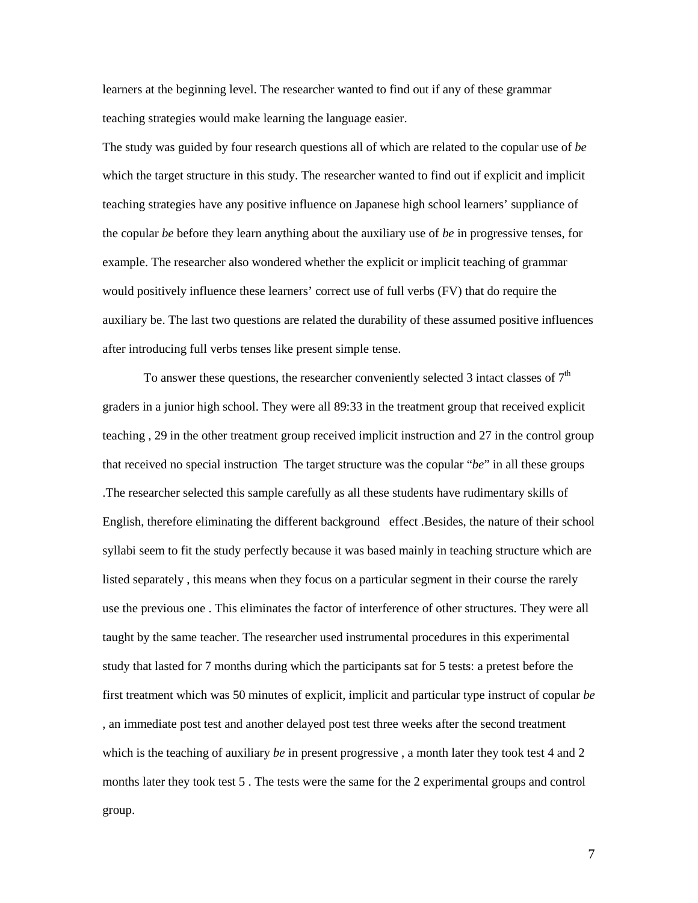learners at the beginning level. The researcher wanted to find out if any of these grammar teaching strategies would make learning the language easier.

The study was guided by four research questions all of which are related to the copular use of *be* which the target structure in this study. The researcher wanted to find out if explicit and implicit teaching strategies have any positive influence on Japanese high school learners' suppliance of the copular *be* before they learn anything about the auxiliary use of *be* in progressive tenses, for example. The researcher also wondered whether the explicit or implicit teaching of grammar would positively influence these learners' correct use of full verbs (FV) that do require the auxiliary be. The last two questions are related the durability of these assumed positive influences after introducing full verbs tenses like present simple tense.

To answer these questions, the researcher conveniently selected 3 intact classes of 7th graders in a junior high school. They were all 89:33 in the treatment group that received explicit teaching , 29 in the other treatment group received implicit instruction and 27 in the control group that received no special instruction The target structure was the copular "*be*" in all these groups .The researcher selected this sample carefully as all these students have rudimentary skills of English, therefore eliminating the different background effect .Besides, the nature of their school syllabi seem to fit the study perfectly because it was based mainly in teaching structure which are listed separately , this means when they focus on a particular segment in their course the rarely use the previous one . This eliminates the factor of interference of other structures. They were all taught by the same teacher. The researcher used instrumental procedures in this experimental study that lasted for 7 months during which the participants sat for 5 tests: a pretest before the first treatment which was 50 minutes of explicit, implicit and particular type instruct of copular *be* , an immediate post test and another delayed post test three weeks after the second treatment which is the teaching of auxiliary *be* in present progressive , a month later they took test 4 and 2 months later they took test 5 . The tests were the same for the 2 experimental groups and control group.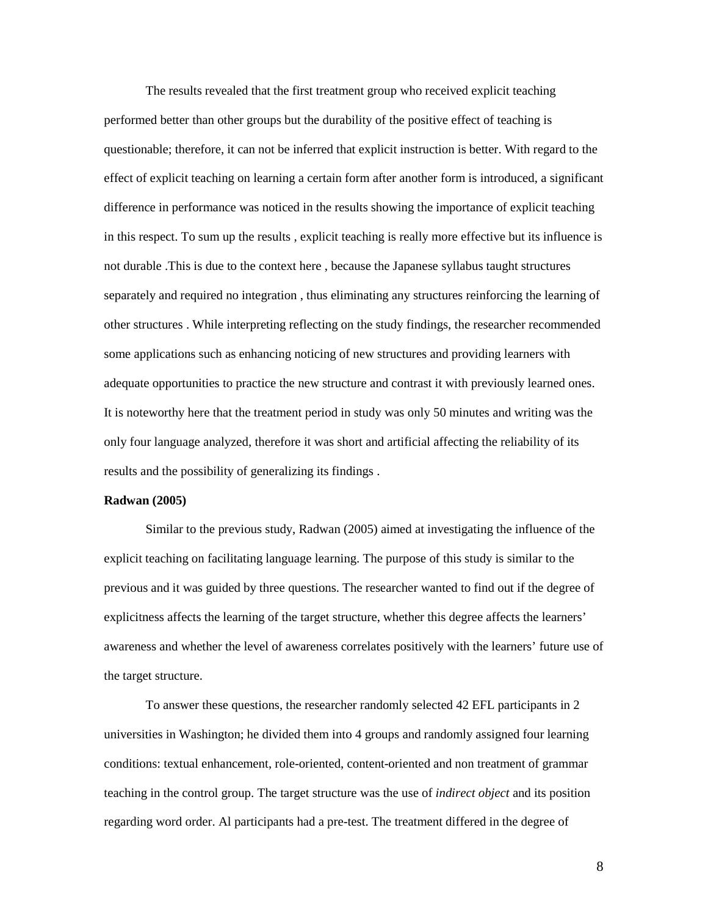The results revealed that the first treatment group who received explicit teaching performed better than other groups but the durability of the positive effect of teaching is questionable; therefore, it can not be inferred that explicit instruction is better. With regard to the effect of explicit teaching on learning a certain form after another form is introduced, a significant difference in performance was noticed in the results showing the importance of explicit teaching in this respect. To sum up the results , explicit teaching is really more effective but its influence is not durable .This is due to the context here , because the Japanese syllabus taught structures separately and required no integration , thus eliminating any structures reinforcing the learning of other structures . While interpreting reflecting on the study findings, the researcher recommended some applications such as enhancing noticing of new structures and providing learners with adequate opportunities to practice the new structure and contrast it with previously learned ones. It is noteworthy here that the treatment period in study was only 50 minutes and writing was the only four language analyzed, therefore it was short and artificial affecting the reliability of its results and the possibility of generalizing its findings .

**Radwan (2005)**

Similar to the previous study, Radwan (2005) aimed at investigating the influence of the explicit teaching on facilitating language learning. The purpose of this study is similar to the previous and it was guided by three questions. The researcher wanted to find out if the degree of explicitness affects the learning of the target structure, whether this degree affects the learners' awareness and whether the level of awareness correlates positively with the learners' future use of the target structure.

To answer these questions, the researcher randomly selected 42 EFL participants in 2 universities in Washington; he divided them into 4 groups and randomly assigned four learning conditions: textual enhancement, role-oriented, content-oriented and non treatment of grammar teaching in the control group. The target structure was the use of *indirect object* and its position regarding word order. Al participants had a pre-test. The treatment differed in the degree of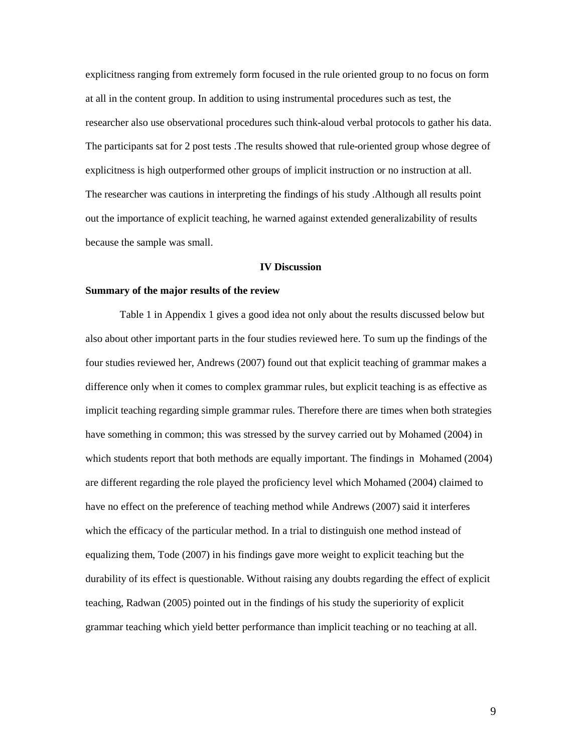explicitness ranging from extremely form focused in the rule oriented group to no focus on form at all in the content group. In addition to using instrumental procedures such as test, the researcher also use observational procedures such think-aloud verbal protocols to gather his data. The participants sat for 2 post tests .The results showed that rule-oriented group whose degree of explicitness is high outperformed other groups of implicit instruction or no instruction at all. The researcher was cautions in interpreting the findings of his study .Although all results point out the importance of explicit teaching, he warned against extended generalizability of results because the sample was small.

## IV Discussion

### Summary of the major results of the review

Table 1 in Appendix 1 gives a good idea not only about the results discussed below but also about other important parts in the four studies reviewed here. To sum up the findings of the four studies reviewed her, Andrews (2007) found out that explicit teaching of grammar makes a difference only when it comes to complex grammar rules, but explicit teaching is as effective as implicit teaching regarding simple grammar rules. Therefore there are times when both strategies have something in common; this was stressed by the survey carried out by Mohamed (2004) in which students report that both methods are equally important. The findings in Mohamed (2004) are different regarding the role played the proficiency level which Mohamed (2004) claimed to have no effect on the preference of teaching method while Andrews (2007) said it interferes which the efficacy of the particular method. In a trial to distinguish one method instead of equalizing them, Tode (2007) in his findings gave more weight to explicit teaching but the durability of its effect is questionable. Without raising any doubts regarding the effect of explicit teaching, Radwan (2005) pointed out in the findings of his study the superiority of explicit grammar teaching which yield better performance than implicit teaching or no teaching at all.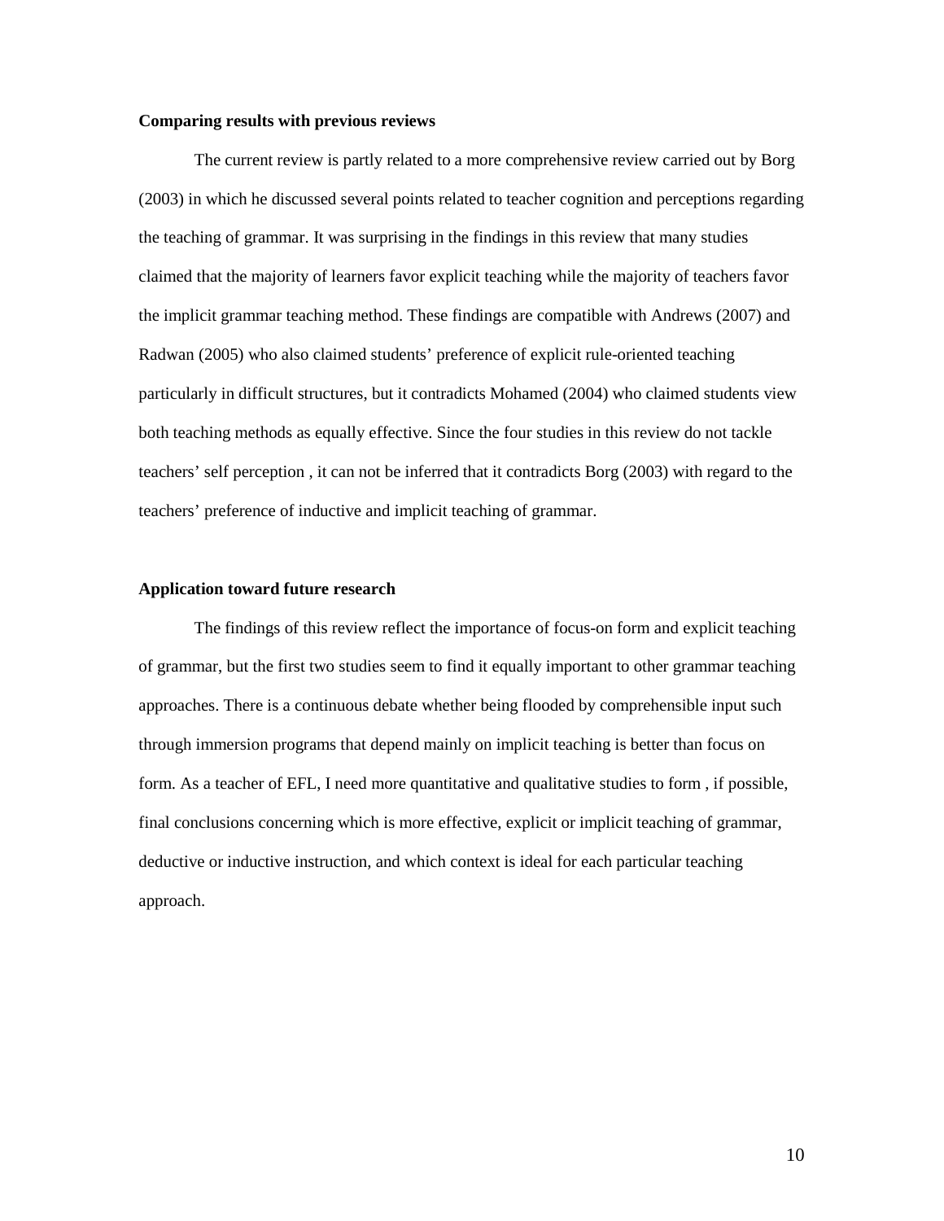**Comparing results with previous reviews**

The current review is partly related to a more comprehensive review carried out by Borg (2003) in which he discussed several points related to teacher cognition and perceptions regarding the teaching of grammar. It was surprising in the findings in this review that many studies claimed that the majority of learners favor explicit teaching while the majority of teachers favor the implicit grammar teaching method. These findings are compatible with Andrews (2007) and Radwan (2005) who also claimed students' preference of explicit rule-oriented teaching particularly in difficult structures, but it contradicts Mohamed (2004) who claimed students view both teaching methods as equally effective. Since the four studies in this review do not tackle teachers' self perception , it can not be inferred that it contradicts Borg (2003) with regard to the teachers' preference of inductive and implicit teaching of grammar.

**Application toward future research**

The findings of this review reflect the importance of focus-on form and explicit teaching of grammar, but the first two studies seem to find it equally important to other grammar teaching approaches. There is a continuous debate whether being flooded by comprehensible input such through immersion programs that depend mainly on implicit teaching is better than focus on form. As a teacher of EFL, I need more quantitative and qualitative studies to form , if possible, final conclusions concerning which is more effective, explicit or implicit teaching of grammar, deductive or inductive instruction, and which context is ideal for each particular teaching approach.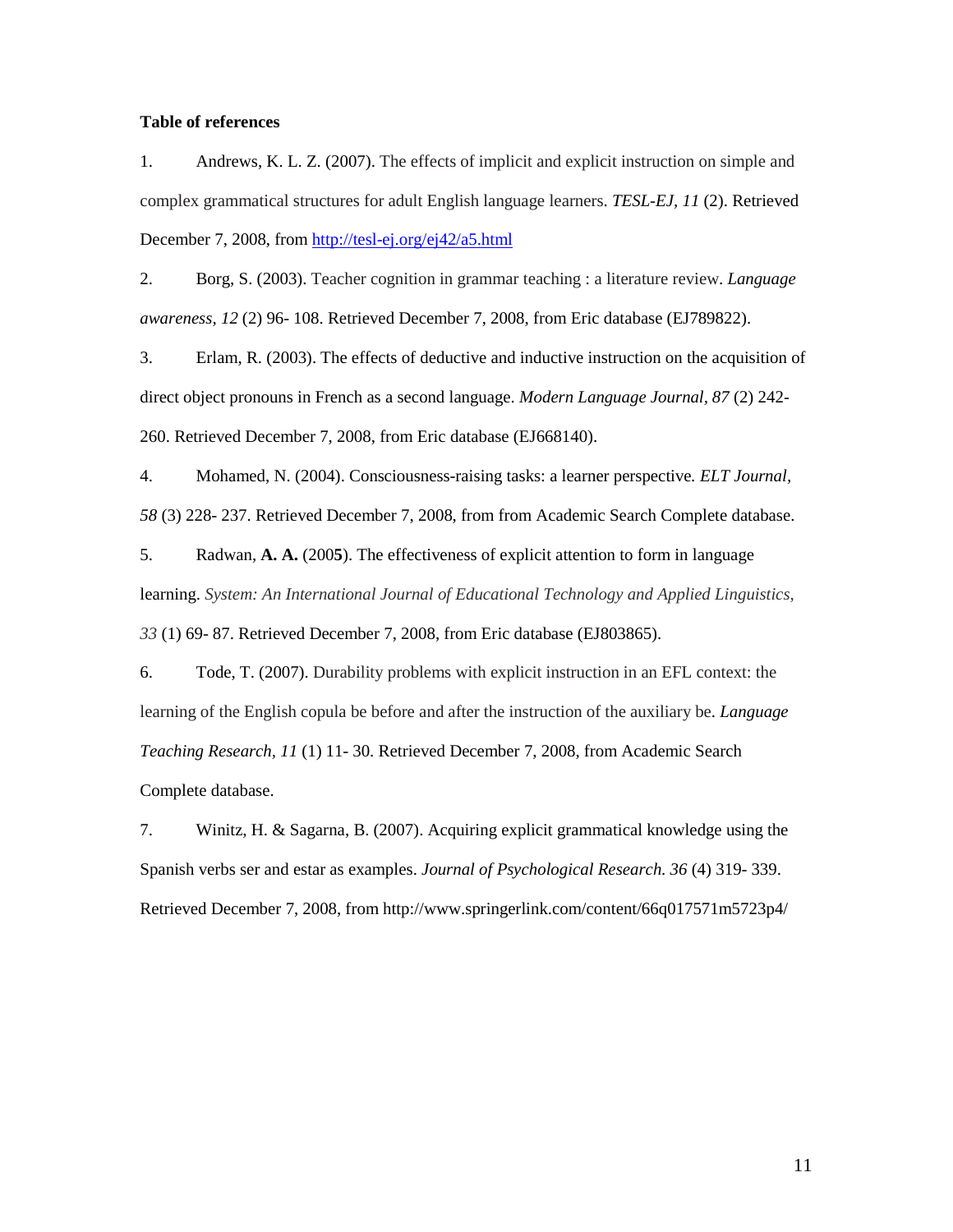**Table of references**

1. Andrews, K. L. Z. (2007). The effects of implicit and explicit instruction on simple and complex grammatical structures for adult English language learners. *TESL-EJ, 11* (2). Retrieved December 7, 2008, from http://tesl-ej.org/ej42/a5.html

2. Borg, S. (2003). Teacher cognition in grammar teaching : a literature review. *Language awareness, 12* (2) 96- 108. Retrieved December 7, 2008, from Eric database (EJ789822).

3. Erlam, R. (2003). The effects of deductive and inductive instruction on the acquisition of direct object pronouns in French as a second language. *Modern Language Journal, 87* (2) 242- 260. Retrieved December 7, 2008, from Eric database (EJ668140).

4. Mohamed, N. (2004). Consciousness-raising tasks: a learner perspective. *ELT Journal, 58* (3) 228- 237. Retrieved December 7, 2008, from from Academic Search Complete database.

5. Radwan, **A. A.** (200**5**). The effectiveness of explicit attention to form in language learning. *System: An International Journal of Educational Technology and Applied Linguistics, 33* (1) 69- 87. Retrieved December 7, 2008, from Eric database (EJ803865).

6. Tode, T. (2007). Durability problems with explicit instruction in an EFL context: the learning of the English copula be before and after the instruction of the auxiliary be. *Language Teaching Research, 11* (1) 11- 30. Retrieved December 7, 2008, from Academic Search Complete database.

7. Winitz, H. & Sagarna, B. (2007). Acquiring explicit grammatical knowledge using the Spanish verbs ser and estar as examples. *Journal of Psychological Research. 36* (4) 319- 339. Retrieved December 7, 2008, from http://www.springerlink.com/content/66q017571m5723p4/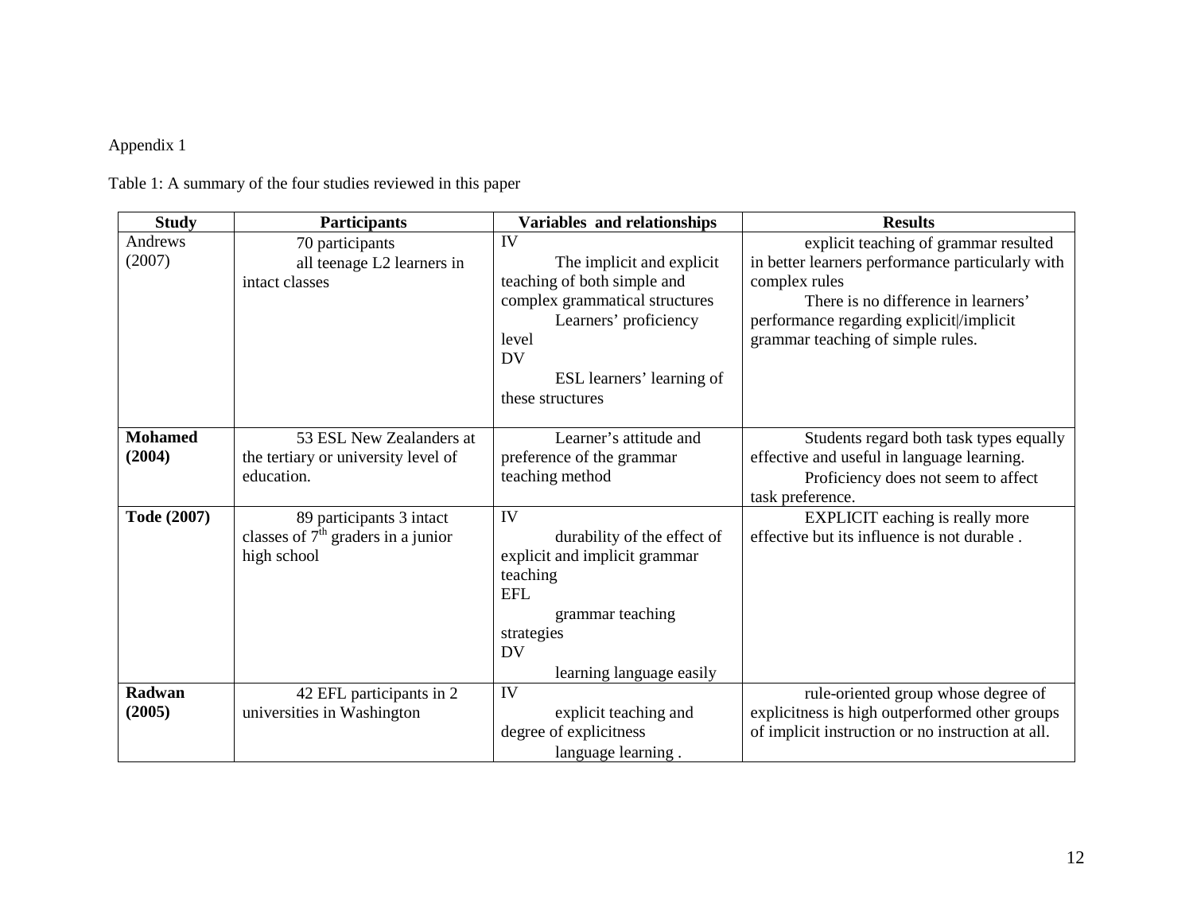Appendix 1

Table 1: A summary of the four studies reviewed in this paper

| Study | Participants | Variables and relationships | Results |
|---|---|---|---|
| Andrews (2007) | 70 participants<br>all teenage L2 learners in intact classes | IV<br>The implicit and explicit teaching of both simple and complex grammatical structures<br>Learners' proficiency level<br>DV<br>ESL learners' learning of these structures | explicit teaching of grammar resulted in better learners performance particularly with complex rules<br>There is no difference in learners' performance regarding explicit\|/implicit grammar teaching of simple rules. |
| **Mohamed (2004)** | 53 ESL New Zealanders at the tertiary or university level of education. | Learner's attitude and preference of the grammar teaching method | Students regard both task types equally effective and useful in language learning.<br>Proficiency does not seem to affect task preference. |
| **Tode (2007)** | 89 participants 3 intact classes of 7th graders in a junior high school | IV<br>durability of the effect of explicit and implicit grammar teaching<br>EFL<br>grammar teaching strategies<br>DV<br>learning language easily | EXPLICIT eaching is really more effective but its influence is not durable . |
| **Radwan (2005)** | 42 EFL participants in 2 universities in Washington | IV<br>explicit teaching and degree of explicitness<br>language learning . | rule-oriented group whose degree of explicitness is high outperformed other groups of implicit instruction or no instruction at all. |